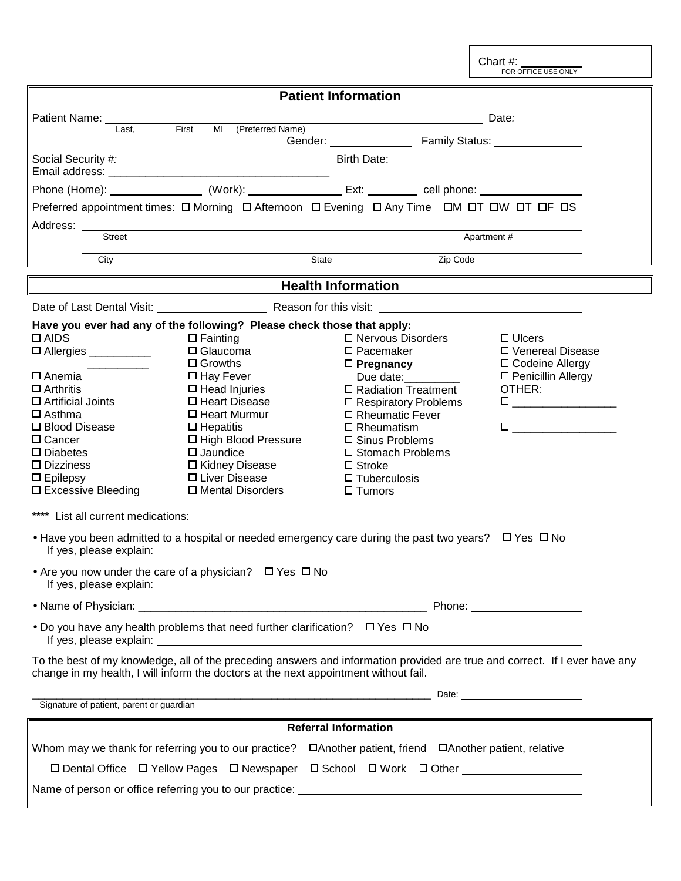Chart #: ________
FOR OFFICE USE ONLY

## Patient Information

Patient Name: ______________________________________________ Date:
Last, First MI (Preferred Name)

Gender: ____________ Family Status: ______________

Social Security #: ______________________ Birth Date: ______________________

Email address: ______________________

Phone (Home): ____________ (Work): ____________ Ext: ________ cell phone: ____________

Preferred appointment times: ☐ Morning ☐ Afternoon ☐ Evening ☐ Any Time ☐M ☐T ☐W ☐T ☐F ☐S

Address: ______________________________________________
Street Apartment #

______________________________________________
City State Zip Code

## Health Information

Date of Last Dental Visit: ______________ Reason for this visit: ______________________

**Have you ever had any of the following? Please check those that apply:**

☐ AIDS
☐ Allergies __________ __________
☐ Anemia
☐ Arthritis
☐ Artificial Joints
☐ Asthma
☐ Blood Disease
☐ Cancer
☐ Diabetes
☐ Dizziness
☐ Epilepsy
☐ Excessive Bleeding

☐ Fainting
☐ Glaucoma
☐ Growths
☐ Hay Fever
☐ Head Injuries
☐ Heart Disease
☐ Heart Murmur
☐ Hepatitis
☐ High Blood Pressure
☐ Jaundice
☐ Kidney Disease
☐ Liver Disease
☐ Mental Disorders

☐ Nervous Disorders
☐ Pacemaker
☐ **Pregnancy**
Due date:_________
☐ Radiation Treatment
☐ Respiratory Problems
☐ Rheumatic Fever
☐ Rheumatism
☐ Sinus Problems
☐ Stomach Problems
☐ Stroke
☐ Tuberculosis
☐ Tumors

☐ Ulcers
☐ Venereal Disease
☐ Codeine Allergy
☐ Penicillin Allergy
OTHER:
☐ _________________
☐ _________________

**** List all current medications: ______________________________________________

- Have you been admitted to a hospital or needed emergency care during the past two years? ☐ Yes ☐ No
  If yes, please explain: ______________________________________________
- Are you now under the care of a physician? ☐ Yes ☐ No
  If yes, please explain: ______________________________________________
- Name of Physician: ______________________________________________ Phone: ______________
- Do you have any health problems that need further clarification? ☐ Yes ☐ No
  If yes, please explain: ______________________________________________

To the best of my knowledge, all of the preceding answers and information provided are true and correct. If I ever have any change in my health, I will inform the doctors at the next appointment without fail.

______________________________________________ Date: ______________
Signature of patient, parent or guardian

## Referral Information

Whom may we thank for referring you to our practice? ☐Another patient, friend ☐Another patient, relative

☐ Dental Office ☐ Yellow Pages ☐ Newspaper ☐ School ☐ Work ☐ Other ______________

Name of person or office referring you to our practice: ______________________________________________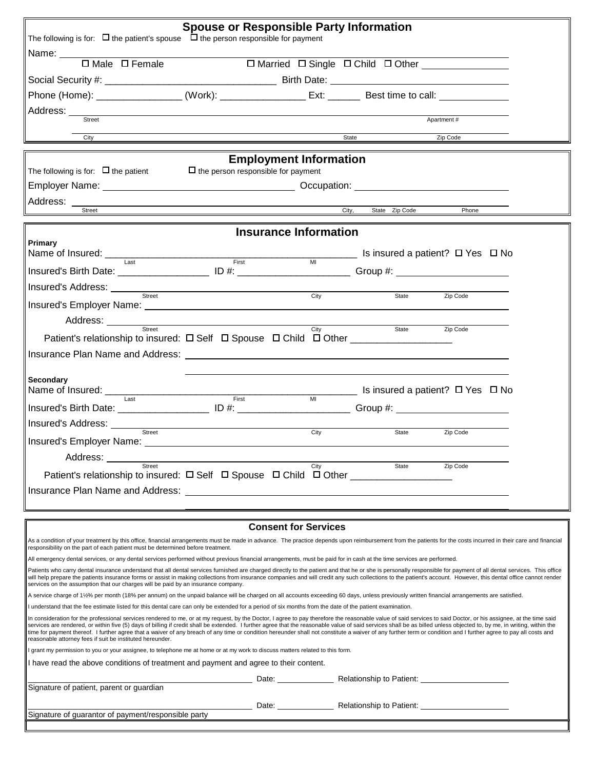## Spouse or Responsible Party Information

The following is for: ☐ the patient's spouse ☐ the person responsible for payment

Name: ______________________________________________

☐ Male ☐ Female ☐ Married ☐ Single ☐ Child ☐ Other ________________

Social Security #: _______________________________ Birth Date: _________________________________

Phone (Home): ________________ (Work): ________________ Ext: ______ Best time to call: _____________

Address: ______________________________________________
Street Apartment #

______________________________________________
City State Zip Code

## Employment Information

The following is for: ☐ the patient ☐ the person responsible for payment

Employer Name: ____________________________________ Occupation: _____________________________

Address: ______________________________________________
Street City, State Zip Code Phone

## Insurance Information

**Primary**

Name of Insured: _______________________________________________ Is insured a patient? ☐ Yes ☐ No
Last First MI

Insured's Birth Date: _________________ ID #: _____________________ Group #: _____________________

Insured's Address: ______________________________________________
Street City State Zip Code

Insured's Employer Name: ______________________________________________

Address: ______________________________________________
Street City State Zip Code

Patient's relationship to insured: ☐ Self ☐ Spouse ☐ Child ☐ Other ___________________

Insurance Plan Name and Address: ______________________________________________

______________________________________________

**Secondary**

Name of Insured: _______________________________________________ Is insured a patient? ☐ Yes ☐ No
Last First MI

Insured's Birth Date: _________________ ID #: _____________________ Group #: _____________________

Insured's Address: ______________________________________________
Street City State Zip Code

Insured's Employer Name: ______________________________________________

Address: ______________________________________________
Street City State Zip Code

Patient's relationship to insured: ☐ Self ☐ Spouse ☐ Child ☐ Other ___________________

Insurance Plan Name and Address: ______________________________________________

______________________________________________

## Consent for Services

As a condition of your treatment by this office, financial arrangements must be made in advance. The practice depends upon reimbursement from the patients for the costs incurred in their care and financial responsibility on the part of each patient must be determined before treatment.

All emergency dental services, or any dental services performed without previous financial arrangements, must be paid for in cash at the time services are performed.

Patients who carry dental insurance understand that all dental services furnished are charged directly to the patient and that he or she is personally responsible for payment of all dental services. This office will help prepare the patients insurance forms or assist in making collections from insurance companies and will credit any such collections to the patient's account. However, this dental office cannot render services on the assumption that our charges will be paid by an insurance company.

A service charge of 1½% per month (18% per annum) on the unpaid balance will be charged on all accounts exceeding 60 days, unless previously written financial arrangements are satisfied.

I understand that the fee estimate listed for this dental care can only be extended for a period of six months from the date of the patient examination.

In consideration for the professional services rendered to me, or at my request, by the Doctor, I agree to pay therefore the reasonable value of said services to said Doctor, or his assignee, at the time said services are rendered, or within five (5) days of billing if credit shall be extended. I further agree that the reasonable value of said services shall be as billed unless objected to, by me, in writing, within the time for payment thereof. I further agree that a waiver of any breach of any time or condition hereunder shall not constitute a waiver of any further term or condition and I further agree to pay all costs and reasonable attorney fees if suit be instituted hereunder.

I grant my permission to you or your assignee, to telephone me at home or at my work to discuss matters related to this form.

I have read the above conditions of treatment and payment and agree to their content.

_______________________________________ Date: _____________ Relationship to Patient: ____________________
Signature of patient, parent or guardian

_______________________________________ Date: _____________ Relationship to Patient: ____________________
Signature of guarantor of payment/responsible party